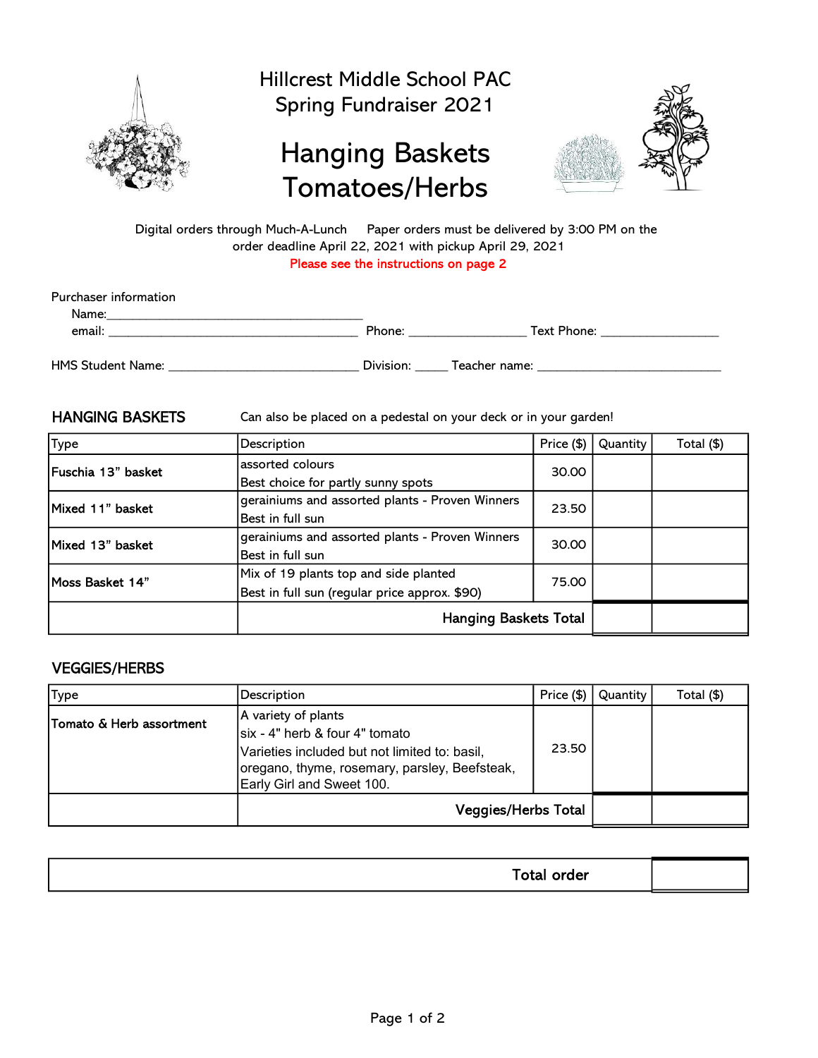# Hillcrest Middle School PAC
## Spring Fundraiser 2021

# Hanging Baskets
# Tomatoes/Herbs

Digital orders through Much-A-Lunch     Paper orders must be delivered by 3:00 PM on the order deadline April 22, 2021 with pickup April 29, 2021

Please see the instructions on page 2

Purchaser information

Name:_______________________________________

email: ______________________________________ Phone: __________________ Text Phone: __________________

HMS Student Name: ____________________________ Division: _____ Teacher name: ____________________________

## HANGING BASKETS

Can also be placed on a pedestal on your deck or in your garden!

| Type | Description | Price ($) | Quantity | Total ($) |
|---|---|---|---|---|
| Fuschia 13" basket | assorted colours<br>Best choice for partly sunny spots | 30.00 | | |
| Mixed 11" basket | geraIniums and assorted plants - Proven Winners<br>Best in full sun | 23.50 | | |
| Mixed 13" basket | geraIniums and assorted plants - Proven Winners<br>Best in full sun | 30.00 | | |
| Moss Basket 14" | Mix of 19 plants top and side planted<br>Best in full sun (regular price approx. $90) | 75.00 | | |
| | **Hanging Baskets Total** | | | |

## VEGGIES/HERBS

| Type | Description | Price ($) | Quantity | Total ($) |
|---|---|---|---|---|
| Tomato & Herb assortment | A variety of plants<br>six - 4" herb & four 4" tomato<br>Varieties included but not limited to: basil, oregano, thyme, rosemary, parsley, Beefsteak, Early Girl and Sweet 100. | 23.50 | | |
| | **Veggies/Herbs Total** | | | |

| **Total order** | |
|---|---|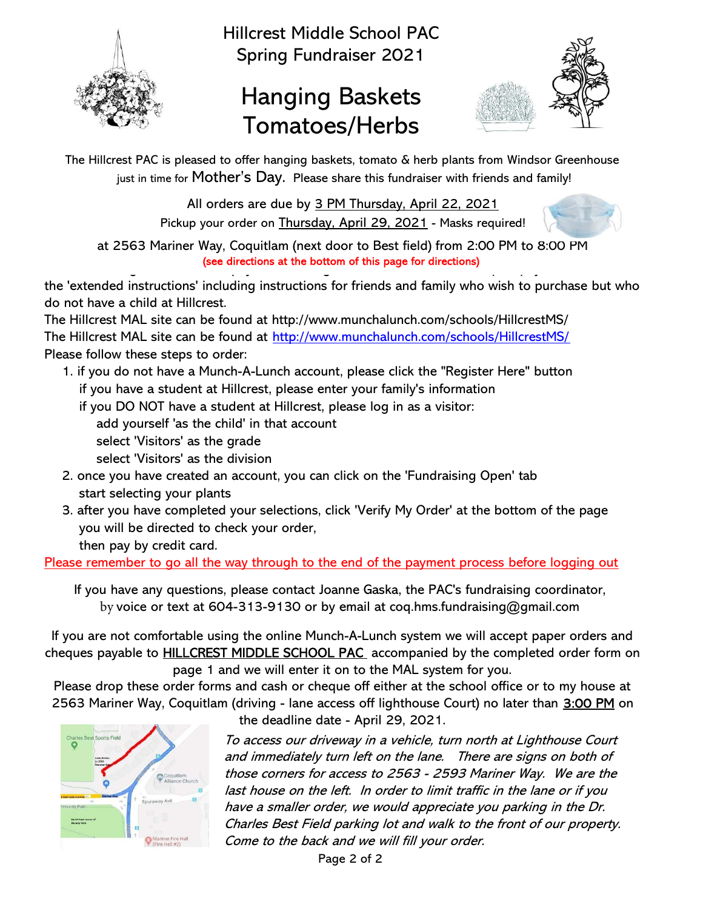# Hillcrest Middle School PAC
## Spring Fundraiser 2021

# Hanging Baskets
# Tomatoes/Herbs

The Hillcrest PAC is pleased to offer hanging baskets, tomato & herb plants from Windsor Greenhouse just in time for Mother's Day. Please share this fundraiser with friends and family!

All orders are due by 3 PM Thursday, April 22, 2021

Pickup your order on Thursday, April 29, 2021 - Masks required!

at 2563 Mariner Way, Coquitlam (next door to Best field) from 2:00 PM to 8:00 PM

(see directions at the bottom of this page for directions)

the 'extended instructions' including instructions for friends and family who wish to purchase but who do not have a child at Hillcrest.

The Hillcrest MAL site can be found at http://www.munchalunch.com/schools/HillcrestMS/

The Hillcrest MAL site can be found at [http://www.munchalunch.com/schools/HillcrestMS/](http://www.munchalunch.com/schools/HillcrestMS/)

Please follow these steps to order:

1. if you do not have a Munch-A-Lunch account, please click the "Register Here" button
   if you have a student at Hillcrest, please enter your family's information
   if you DO NOT have a student at Hillcrest, please log in as a visitor:
   - add yourself 'as the child' in that account
   - select 'Visitors' as the grade
   - select 'Visitors' as the division
2. once you have created an account, you can click on the 'Fundraising Open' tab
   start selecting your plants
3. after you have completed your selections, click 'Verify My Order' at the bottom of the page
   you will be directed to check your order,
   then pay by credit card.

Please remember to go all the way through to the end of the payment process before logging out

If you have any questions, please contact Joanne Gaska, the PAC's fundraising coordinator, by voice or text at 604-313-9130 or by email at coq.hms.fundraising@gmail.com

If you are not comfortable using the online Munch-A-Lunch system we will accept paper orders and cheques payable to HILLCREST MIDDLE SCHOOL PAC accompanied by the completed order form on page 1 and we will enter it on to the MAL system for you.

Please drop these order forms and cash or cheque off either at the school office or to my house at 2563 Mariner Way, Coquitlam (driving - lane access off lighthouse Court) no later than 3:00 PM on the deadline date - April 29, 2021.

*To access our driveway in a vehicle, turn north at Lighthouse Court and immediately turn left on the lane. There are signs on both of those corners for access to 2563 - 2593 Mariner Way. We are the last house on the left. In order to limit traffic in the lane or if you have a smaller order, we would appreciate you parking in the Dr. Charles Best Field parking lot and walk to the front of our property. Come to the back and we will fill your order.*